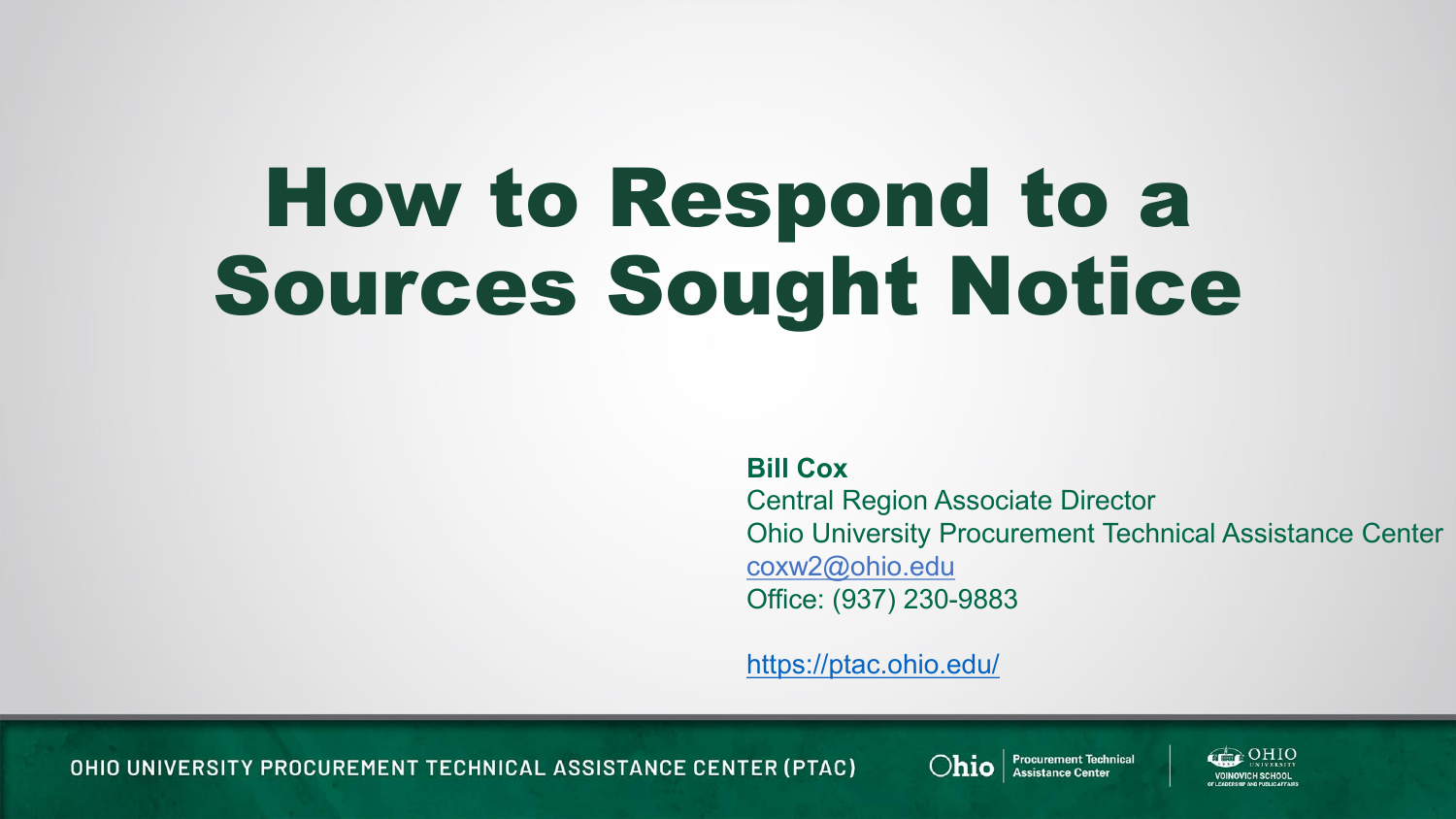# How to Respond to a Sources Sought Notice

**Bill Cox**
Central Region Associate Director
Ohio University Procurement Technical Assistance Center
coxw2@ohio.edu
Office: (937) 230-9883

https://ptac.ohio.edu/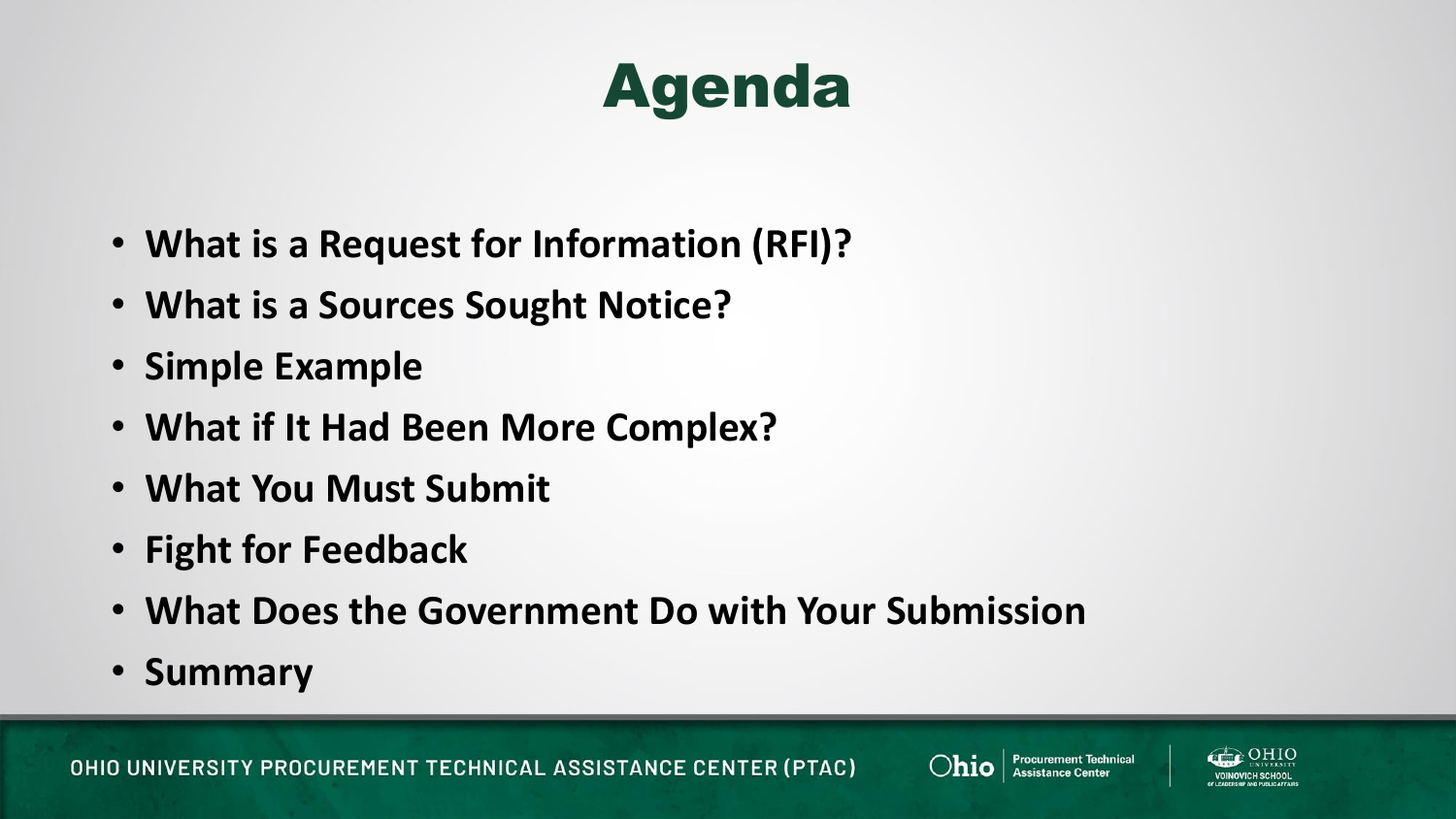# Agenda

- **What is a Request for Information (RFI)?**
- **What is a Sources Sought Notice?**
- **Simple Example**
- **What if It Had Been More Complex?**
- **What You Must Submit**
- **Fight for Feedback**
- **What Does the Government Do with Your Submission**
- **Summary**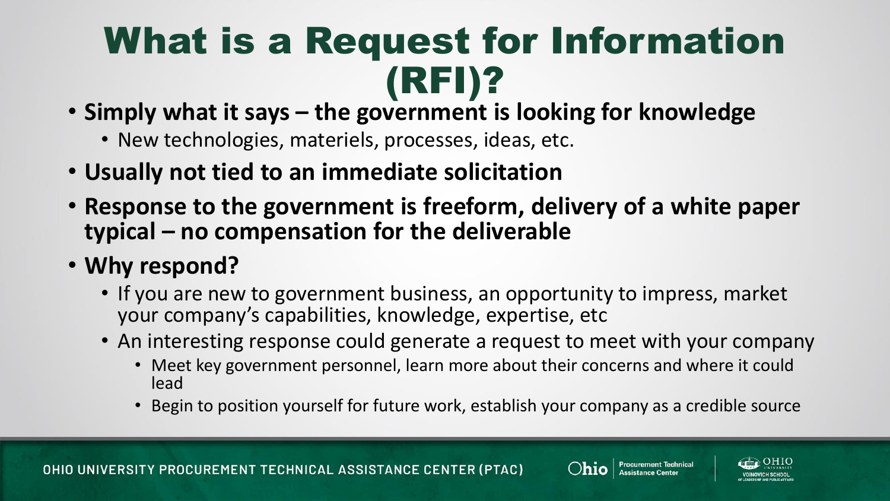# What is a Request for Information (RFI)?

- **Simply what it says – the government is looking for knowledge**
  - New technologies, materiels, processes, ideas, etc.
- **Usually not tied to an immediate solicitation**
- **Response to the government is freeform, delivery of a white paper typical – no compensation for the deliverable**
- **Why respond?**
  - If you are new to government business, an opportunity to impress, market your company's capabilities, knowledge, expertise, etc
  - An interesting response could generate a request to meet with your company
    - Meet key government personnel, learn more about their concerns and where it could lead
    - Begin to position yourself for future work, establish your company as a credible source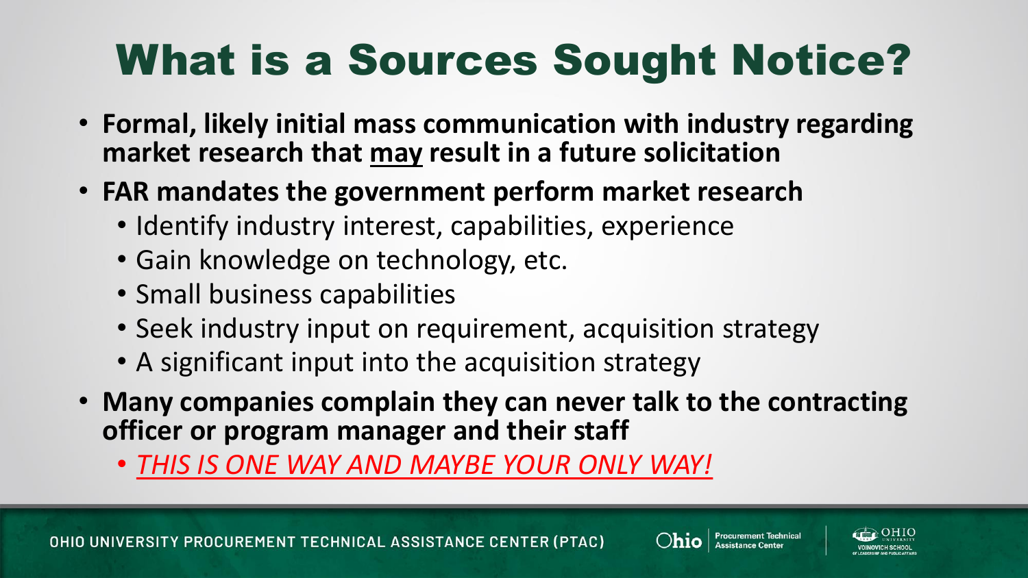# What is a Sources Sought Notice?

- **Formal, likely initial mass communication with industry regarding market research that <u>may</u> result in a future solicitation**
- **FAR mandates the government perform market research**
  - Identify industry interest, capabilities, experience
  - Gain knowledge on technology, etc.
  - Small business capabilities
  - Seek industry input on requirement, acquisition strategy
  - A significant input into the acquisition strategy
- **Many companies complain they can never talk to the contracting officer or program manager and their staff**
  - <u>*THIS IS ONE WAY AND MAYBE YOUR ONLY WAY!*</u>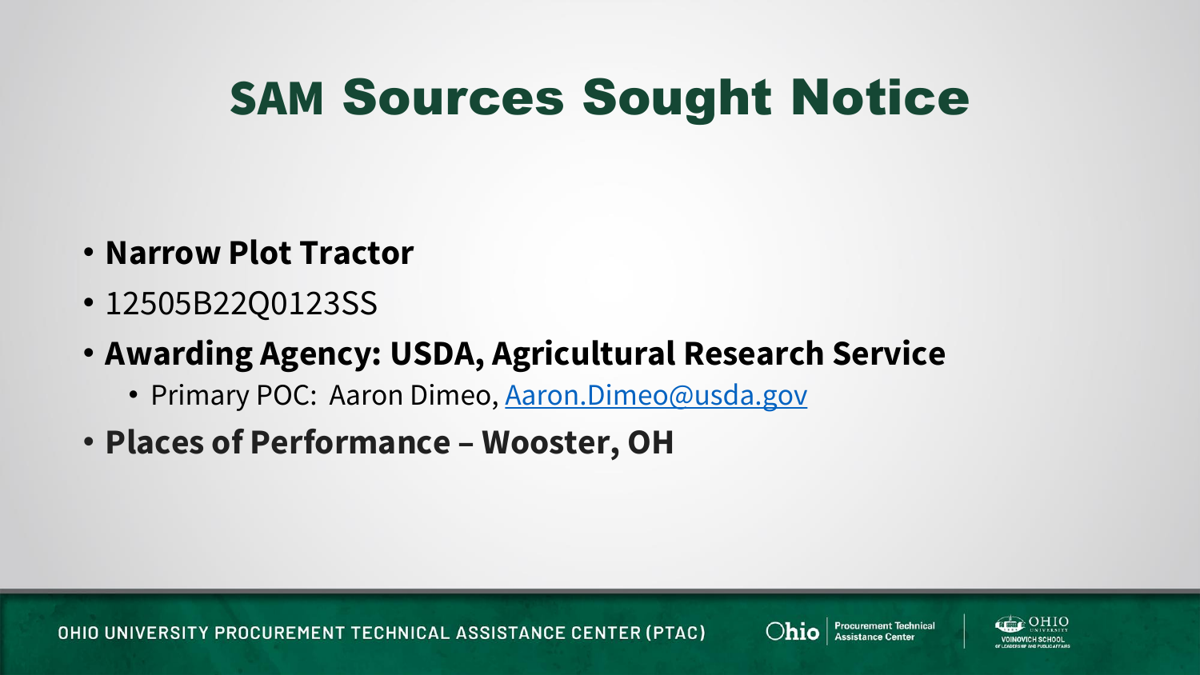# SAM Sources Sought Notice

- **Narrow Plot Tractor**
- 12505B22Q0123SS
- **Awarding Agency: USDA, Agricultural Research Service**
  - Primary POC: Aaron Dimeo, Aaron.Dimeo@usda.gov
- **Places of Performance – Wooster, OH**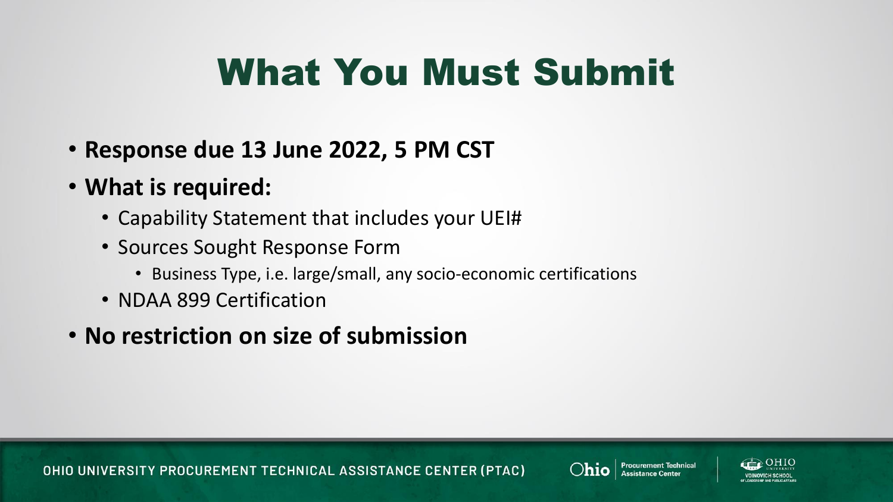# What You Must Submit

- **Response due 13 June 2022, 5 PM CST**
- **What is required:**
  - Capability Statement that includes your UEI#
  - Sources Sought Response Form
    - Business Type, i.e. large/small, any socio-economic certifications
  - NDAA 899 Certification
- **No restriction on size of submission**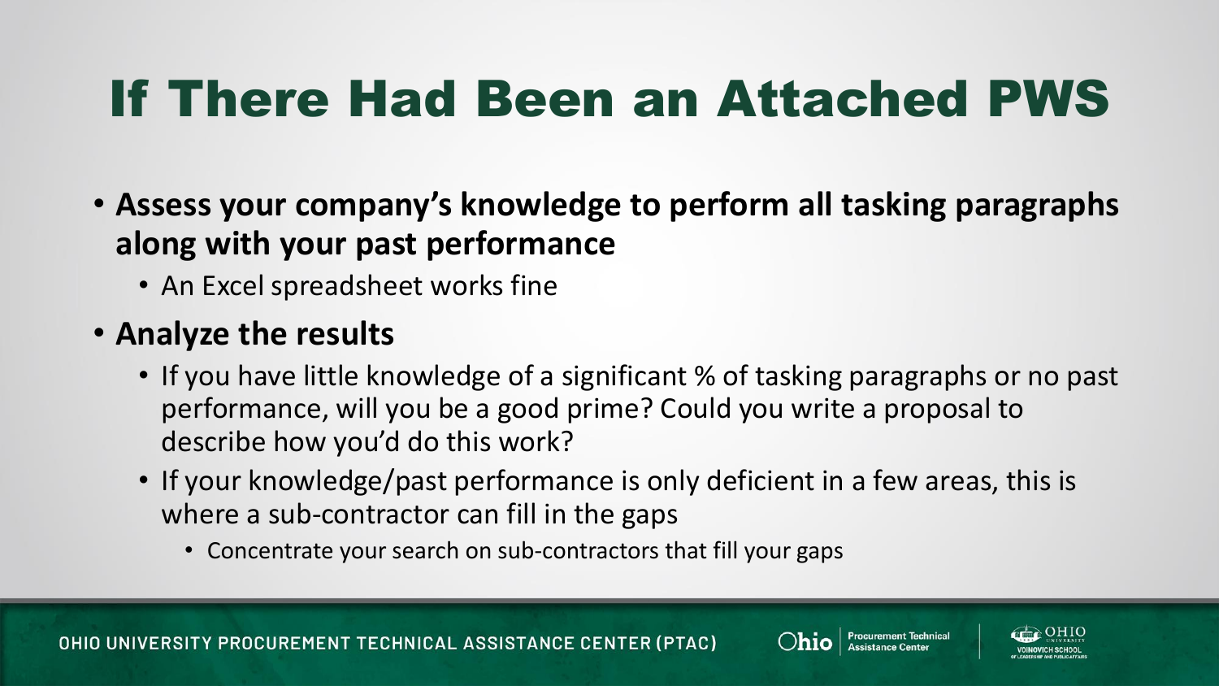# If There Had Been an Attached PWS

- **Assess your company's knowledge to perform all tasking paragraphs along with your past performance**
  - An Excel spreadsheet works fine
- **Analyze the results**
  - If you have little knowledge of a significant % of tasking paragraphs or no past performance, will you be a good prime? Could you write a proposal to describe how you'd do this work?
  - If your knowledge/past performance is only deficient in a few areas, this is where a sub-contractor can fill in the gaps
    - Concentrate your search on sub-contractors that fill your gaps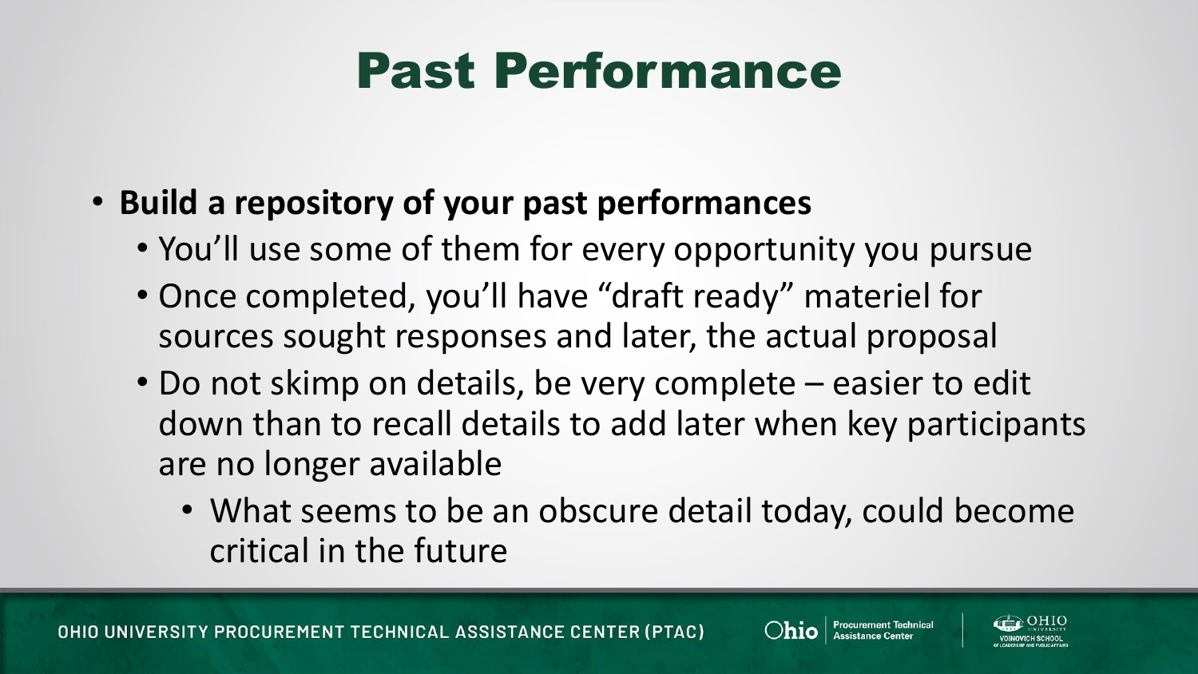# Past Performance

- **Build a repository of your past performances**
  - You'll use some of them for every opportunity you pursue
  - Once completed, you'll have "draft ready" materiel for sources sought responses and later, the actual proposal
  - Do not skimp on details, be very complete – easier to edit down than to recall details to add later when key participants are no longer available
    - What seems to be an obscure detail today, could become critical in the future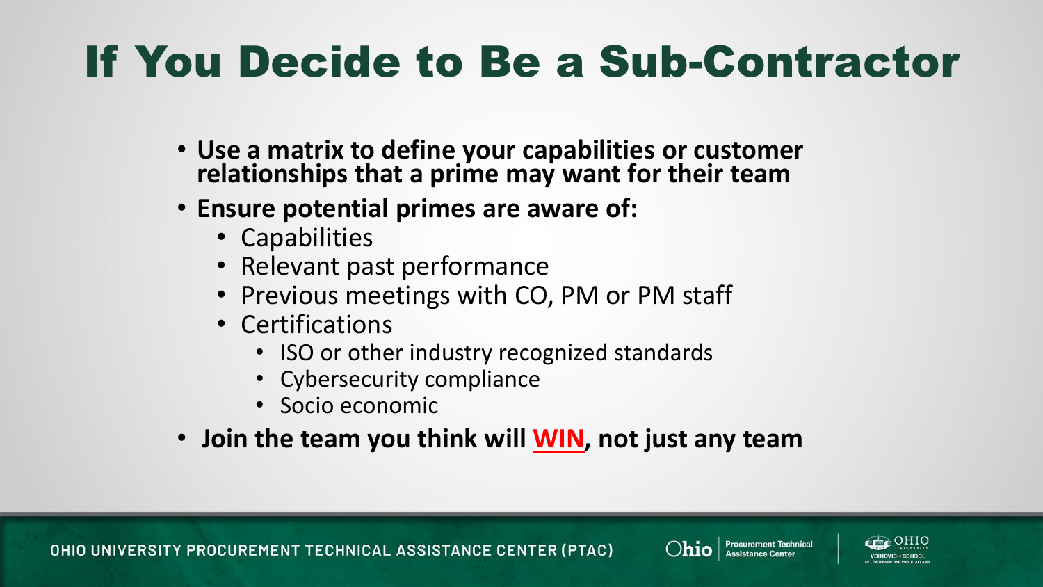# If You Decide to Be a Sub-Contractor

- **Use a matrix to define your capabilities or customer relationships that a prime may want for their team**
- **Ensure potential primes are aware of:**
  - Capabilities
  - Relevant past performance
  - Previous meetings with CO, PM or PM staff
  - Certifications
    - ISO or other industry recognized standards
    - Cybersecurity compliance
    - Socio economic
- **Join the team you think will WIN, not just any team**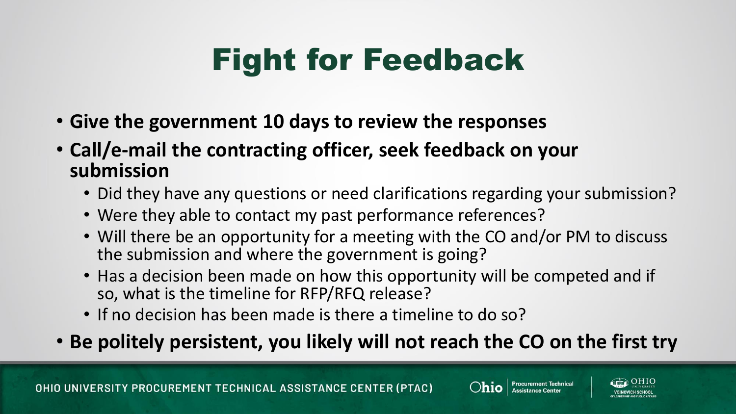# Fight for Feedback

- **Give the government 10 days to review the responses**
- **Call/e-mail the contracting officer, seek feedback on your submission**
  - Did they have any questions or need clarifications regarding your submission?
  - Were they able to contact my past performance references?
  - Will there be an opportunity for a meeting with the CO and/or PM to discuss the submission and where the government is going?
  - Has a decision been made on how this opportunity will be competed and if so, what is the timeline for RFP/RFQ release?
  - If no decision has been made is there a timeline to do so?
- **Be politely persistent, you likely will not reach the CO on the first try**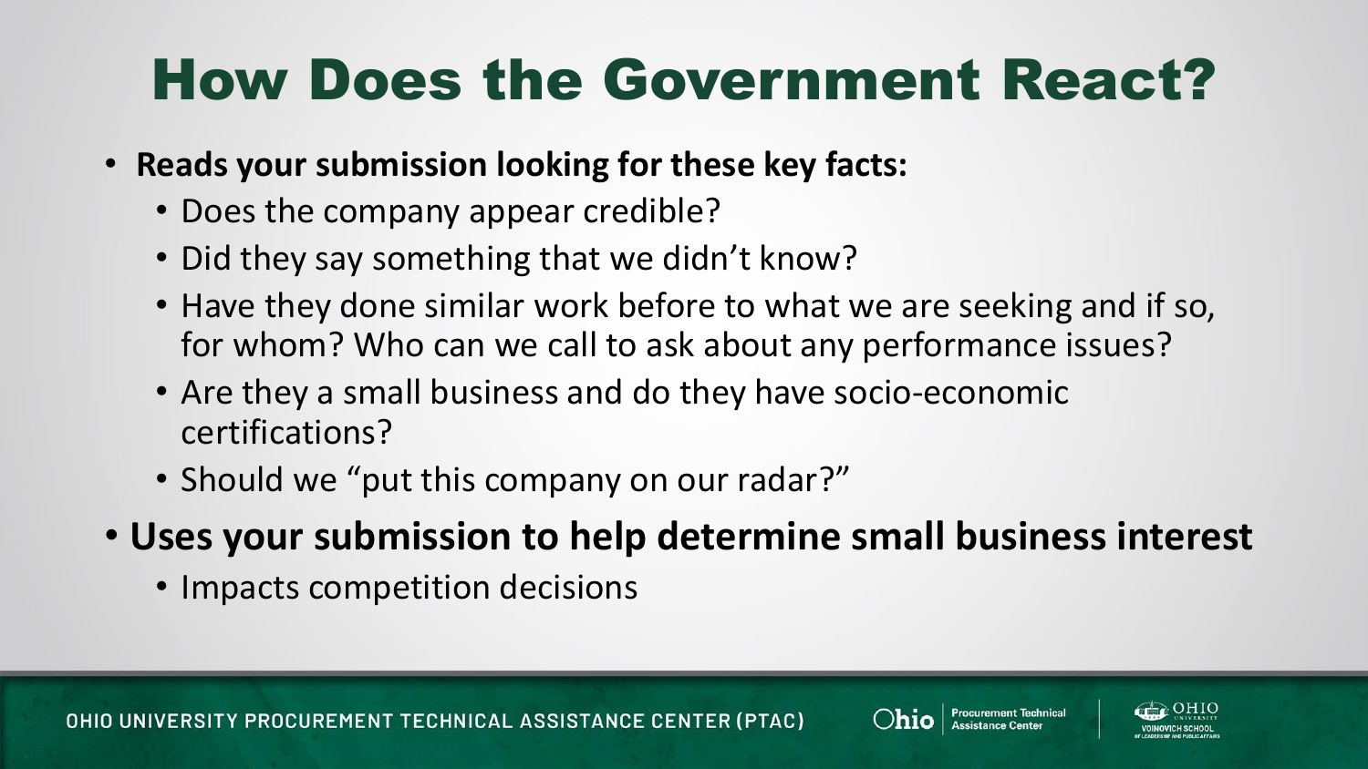# How Does the Government React?

- **Reads your submission looking for these key facts:**
  - Does the company appear credible?
  - Did they say something that we didn't know?
  - Have they done similar work before to what we are seeking and if so, for whom? Who can we call to ask about any performance issues?
  - Are they a small business and do they have socio-economic certifications?
  - Should we "put this company on our radar?"
- **Uses your submission to help determine small business interest**
  - Impacts competition decisions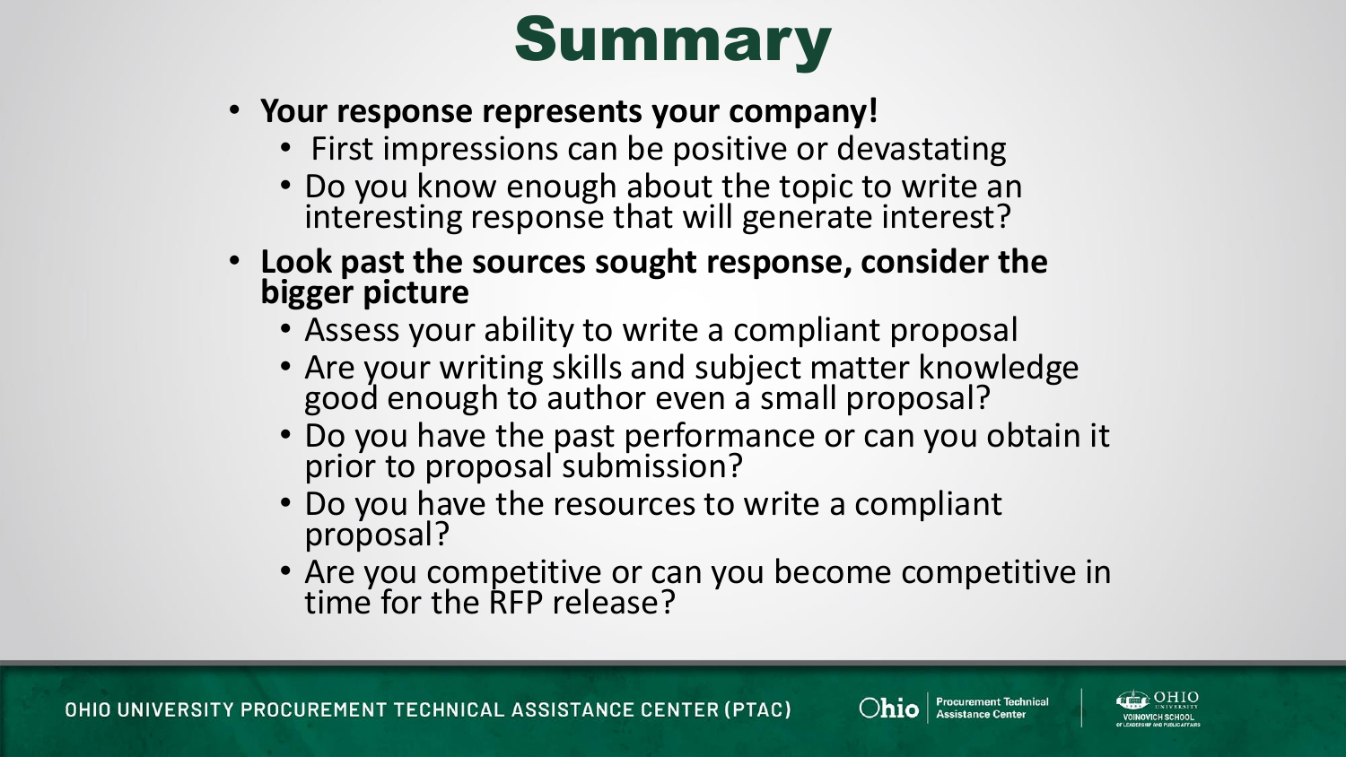# Summary

- **Your response represents your company!**
  - First impressions can be positive or devastating
  - Do you know enough about the topic to write an interesting response that will generate interest?
- **Look past the sources sought response, consider the bigger picture**
  - Assess your ability to write a compliant proposal
  - Are your writing skills and subject matter knowledge good enough to author even a small proposal?
  - Do you have the past performance or can you obtain it prior to proposal submission?
  - Do you have the resources to write a compliant proposal?
  - Are you competitive or can you become competitive in time for the RFP release?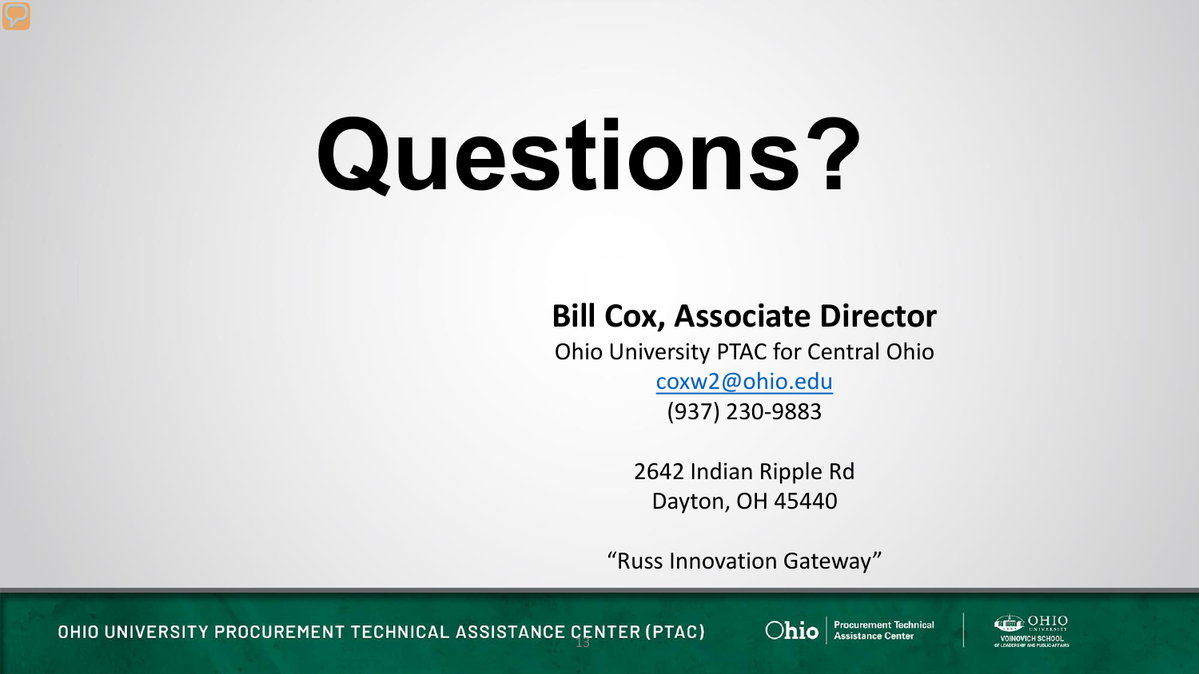# Questions?

**Bill Cox, Associate Director**

Ohio University PTAC for Central Ohio

coxw2@ohio.edu

(937) 230-9883

2642 Indian Ripple Rd

Dayton, OH 45440

“Russ Innovation Gateway”